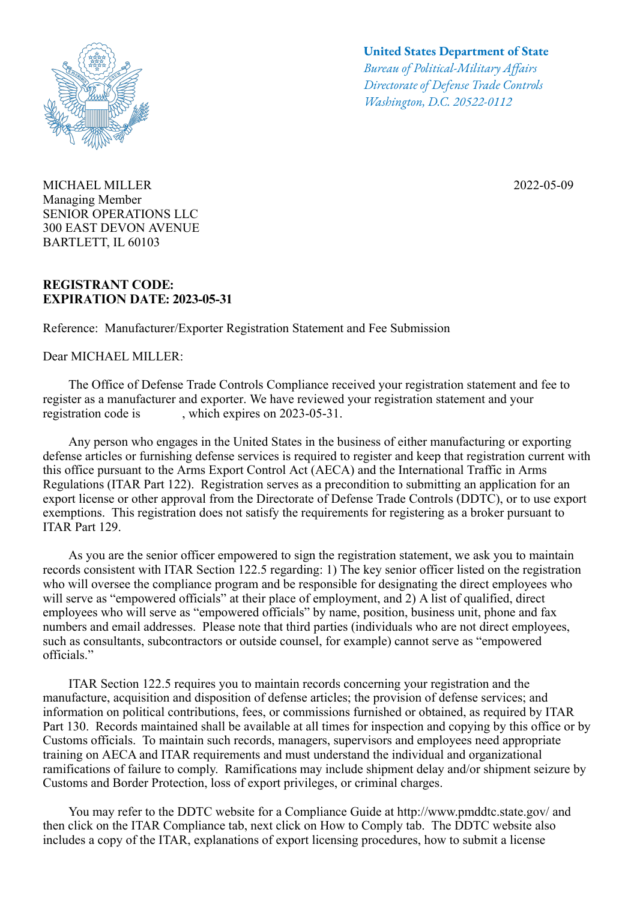**United States Department of State**
*Bureau of Political-Military Affairs*
*Directorate of Defense Trade Controls*
*Washington, D.C. 20522-0112*

MICHAEL MILLER
Managing Member
SENIOR OPERATIONS LLC
300 EAST DEVON AVENUE
BARTLETT, IL 60103

2022-05-09

**REGISTRANT CODE:**
**EXPIRATION DATE: 2023-05-31**

Reference: Manufacturer/Exporter Registration Statement and Fee Submission

Dear MICHAEL MILLER:

The Office of Defense Trade Controls Compliance received your registration statement and fee to register as a manufacturer and exporter. We have reviewed your registration statement and your registration code is , which expires on 2023-05-31.

Any person who engages in the United States in the business of either manufacturing or exporting defense articles or furnishing defense services is required to register and keep that registration current with this office pursuant to the Arms Export Control Act (AECA) and the International Traffic in Arms Regulations (ITAR Part 122). Registration serves as a precondition to submitting an application for an export license or other approval from the Directorate of Defense Trade Controls (DDTC), or to use export exemptions. This registration does not satisfy the requirements for registering as a broker pursuant to ITAR Part 129.

As you are the senior officer empowered to sign the registration statement, we ask you to maintain records consistent with ITAR Section 122.5 regarding: 1) The key senior officer listed on the registration who will oversee the compliance program and be responsible for designating the direct employees who will serve as "empowered officials" at their place of employment, and 2) A list of qualified, direct employees who will serve as "empowered officials" by name, position, business unit, phone and fax numbers and email addresses. Please note that third parties (individuals who are not direct employees, such as consultants, subcontractors or outside counsel, for example) cannot serve as "empowered officials."

ITAR Section 122.5 requires you to maintain records concerning your registration and the manufacture, acquisition and disposition of defense articles; the provision of defense services; and information on political contributions, fees, or commissions furnished or obtained, as required by ITAR Part 130. Records maintained shall be available at all times for inspection and copying by this office or by Customs officials. To maintain such records, managers, supervisors and employees need appropriate training on AECA and ITAR requirements and must understand the individual and organizational ramifications of failure to comply. Ramifications may include shipment delay and/or shipment seizure by Customs and Border Protection, loss of export privileges, or criminal charges.

You may refer to the DDTC website for a Compliance Guide at http://www.pmddtc.state.gov/ and then click on the ITAR Compliance tab, next click on How to Comply tab. The DDTC website also includes a copy of the ITAR, explanations of export licensing procedures, how to submit a license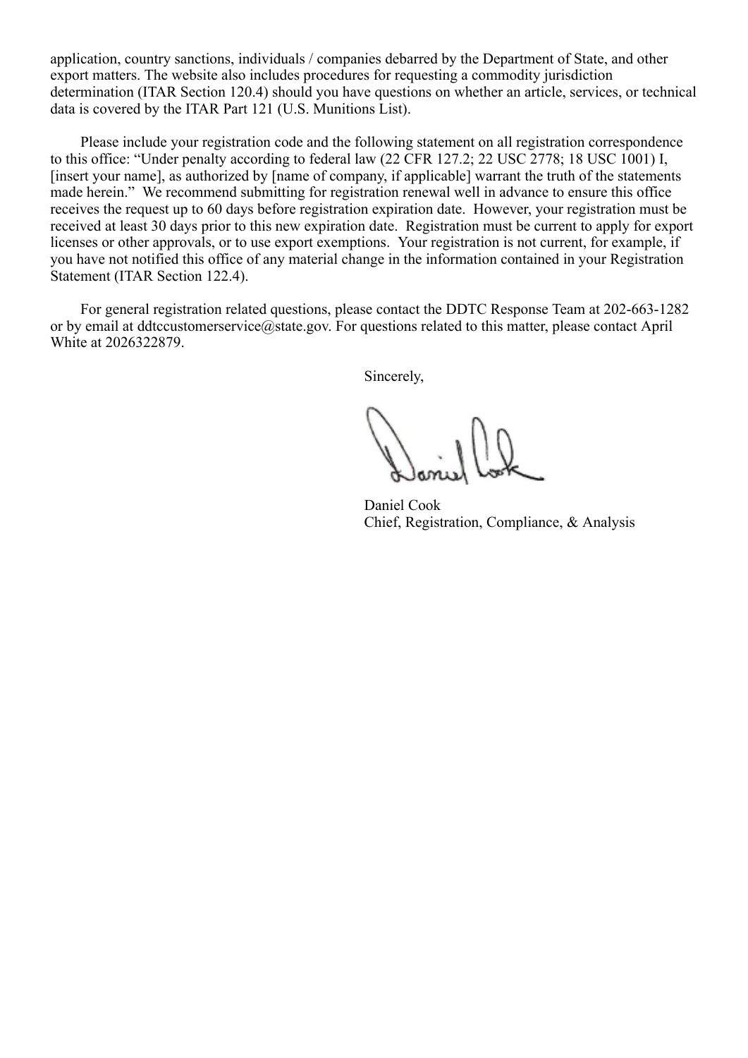application, country sanctions, individuals / companies debarred by the Department of State, and other export matters. The website also includes procedures for requesting a commodity jurisdiction determination (ITAR Section 120.4) should you have questions on whether an article, services, or technical data is covered by the ITAR Part 121 (U.S. Munitions List).

Please include your registration code and the following statement on all registration correspondence to this office: "Under penalty according to federal law (22 CFR 127.2; 22 USC 2778; 18 USC 1001) I, [insert your name], as authorized by [name of company, if applicable] warrant the truth of the statements made herein." We recommend submitting for registration renewal well in advance to ensure this office receives the request up to 60 days before registration expiration date. However, your registration must be received at least 30 days prior to this new expiration date. Registration must be current to apply for export licenses or other approvals, or to use export exemptions. Your registration is not current, for example, if you have not notified this office of any material change in the information contained in your Registration Statement (ITAR Section 122.4).

For general registration related questions, please contact the DDTC Response Team at 202-663-1282 or by email at ddtccustomerservice@state.gov. For questions related to this matter, please contact April White at 2026322879.

Sincerely,

Daniel Cook
Chief, Registration, Compliance, & Analysis